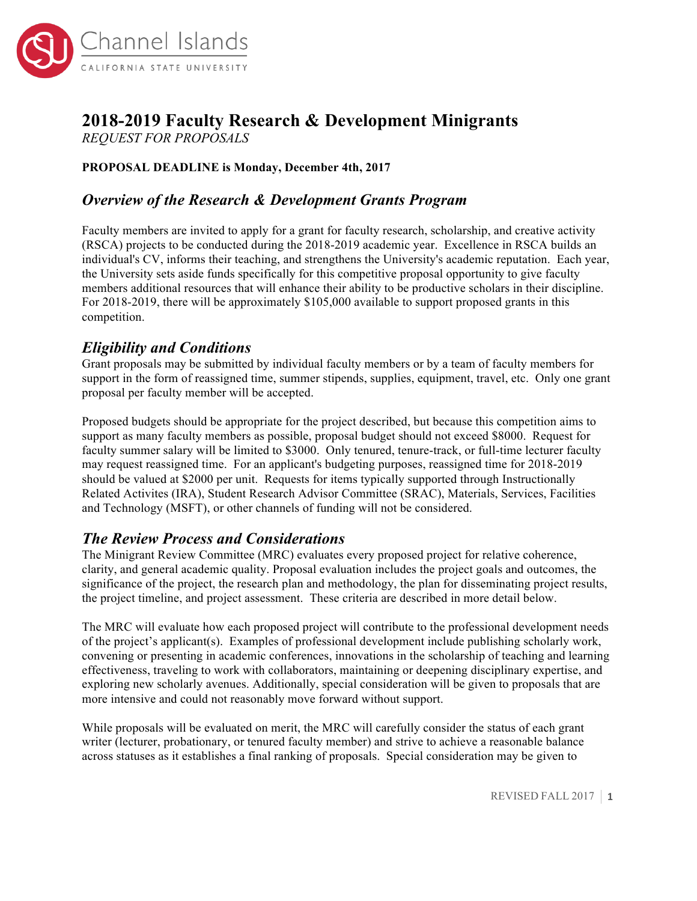# 2018-2019 Faculty Research & Development Minigrants

*REQUEST FOR PROPOSALS*

**PROPOSAL DEADLINE is Monday, December 4th, 2017**

## *Overview of the Research & Development Grants Program*

Faculty members are invited to apply for a grant for faculty research, scholarship, and creative activity (RSCA) projects to be conducted during the 2018-2019 academic year. Excellence in RSCA builds an individual's CV, informs their teaching, and strengthens the University's academic reputation. Each year, the University sets aside funds specifically for this competitive proposal opportunity to give faculty members additional resources that will enhance their ability to be productive scholars in their discipline. For 2018-2019, there will be approximately $105,000 available to support proposed grants in this competition.

## *Eligibility and Conditions*

Grant proposals may be submitted by individual faculty members or by a team of faculty members for support in the form of reassigned time, summer stipends, supplies, equipment, travel, etc. Only one grant proposal per faculty member will be accepted.

Proposed budgets should be appropriate for the project described, but because this competition aims to support as many faculty members as possible, proposal budget should not exceed $8000. Request for faculty summer salary will be limited to $3000. Only tenured, tenure-track, or full-time lecturer faculty may request reassigned time. For an applicant's budgeting purposes, reassigned time for 2018-2019 should be valued at $2000 per unit. Requests for items typically supported through Instructionally Related Activites (IRA), Student Research Advisor Committee (SRAC), Materials, Services, Facilities and Technology (MSFT), or other channels of funding will not be considered.

## *The Review Process and Considerations*

The Minigrant Review Committee (MRC) evaluates every proposed project for relative coherence, clarity, and general academic quality. Proposal evaluation includes the project goals and outcomes, the significance of the project, the research plan and methodology, the plan for disseminating project results, the project timeline, and project assessment. These criteria are described in more detail below.

The MRC will evaluate how each proposed project will contribute to the professional development needs of the project's applicant(s). Examples of professional development include publishing scholarly work, convening or presenting in academic conferences, innovations in the scholarship of teaching and learning effectiveness, traveling to work with collaborators, maintaining or deepening disciplinary expertise, and exploring new scholarly avenues. Additionally, special consideration will be given to proposals that are more intensive and could not reasonably move forward without support.

While proposals will be evaluated on merit, the MRC will carefully consider the status of each grant writer (lecturer, probationary, or tenured faculty member) and strive to achieve a reasonable balance across statuses as it establishes a final ranking of proposals. Special consideration may be given to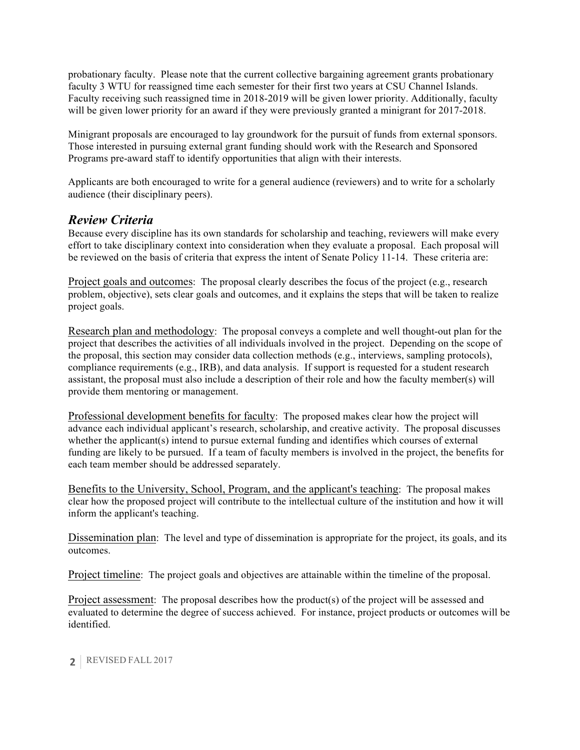probationary faculty. Please note that the current collective bargaining agreement grants probationary faculty 3 WTU for reassigned time each semester for their first two years at CSU Channel Islands. Faculty receiving such reassigned time in 2018-2019 will be given lower priority. Additionally, faculty will be given lower priority for an award if they were previously granted a minigrant for 2017-2018.

Minigrant proposals are encouraged to lay groundwork for the pursuit of funds from external sponsors. Those interested in pursuing external grant funding should work with the Research and Sponsored Programs pre-award staff to identify opportunities that align with their interests.

Applicants are both encouraged to write for a general audience (reviewers) and to write for a scholarly audience (their disciplinary peers).

## *Review Criteria*

Because every discipline has its own standards for scholarship and teaching, reviewers will make every effort to take disciplinary context into consideration when they evaluate a proposal. Each proposal will be reviewed on the basis of criteria that express the intent of Senate Policy 11-14. These criteria are:

<u>Project goals and outcomes</u>: The proposal clearly describes the focus of the project (e.g., research problem, objective), sets clear goals and outcomes, and it explains the steps that will be taken to realize project goals.

<u>Research plan and methodology</u>: The proposal conveys a complete and well thought-out plan for the project that describes the activities of all individuals involved in the project. Depending on the scope of the proposal, this section may consider data collection methods (e.g., interviews, sampling protocols), compliance requirements (e.g., IRB), and data analysis. If support is requested for a student research assistant, the proposal must also include a description of their role and how the faculty member(s) will provide them mentoring or management.

<u>Professional development benefits for faculty</u>: The proposed makes clear how the project will advance each individual applicant's research, scholarship, and creative activity. The proposal discusses whether the applicant(s) intend to pursue external funding and identifies which courses of external funding are likely to be pursued. If a team of faculty members is involved in the project, the benefits for each team member should be addressed separately.

<u>Benefits to the University, School, Program, and the applicant's teaching</u>: The proposal makes clear how the proposed project will contribute to the intellectual culture of the institution and how it will inform the applicant's teaching.

<u>Dissemination plan</u>: The level and type of dissemination is appropriate for the project, its goals, and its outcomes.

<u>Project timeline</u>: The project goals and objectives are attainable within the timeline of the proposal.

<u>Project assessment</u>: The proposal describes how the product(s) of the project will be assessed and evaluated to determine the degree of success achieved. For instance, project products or outcomes will be identified.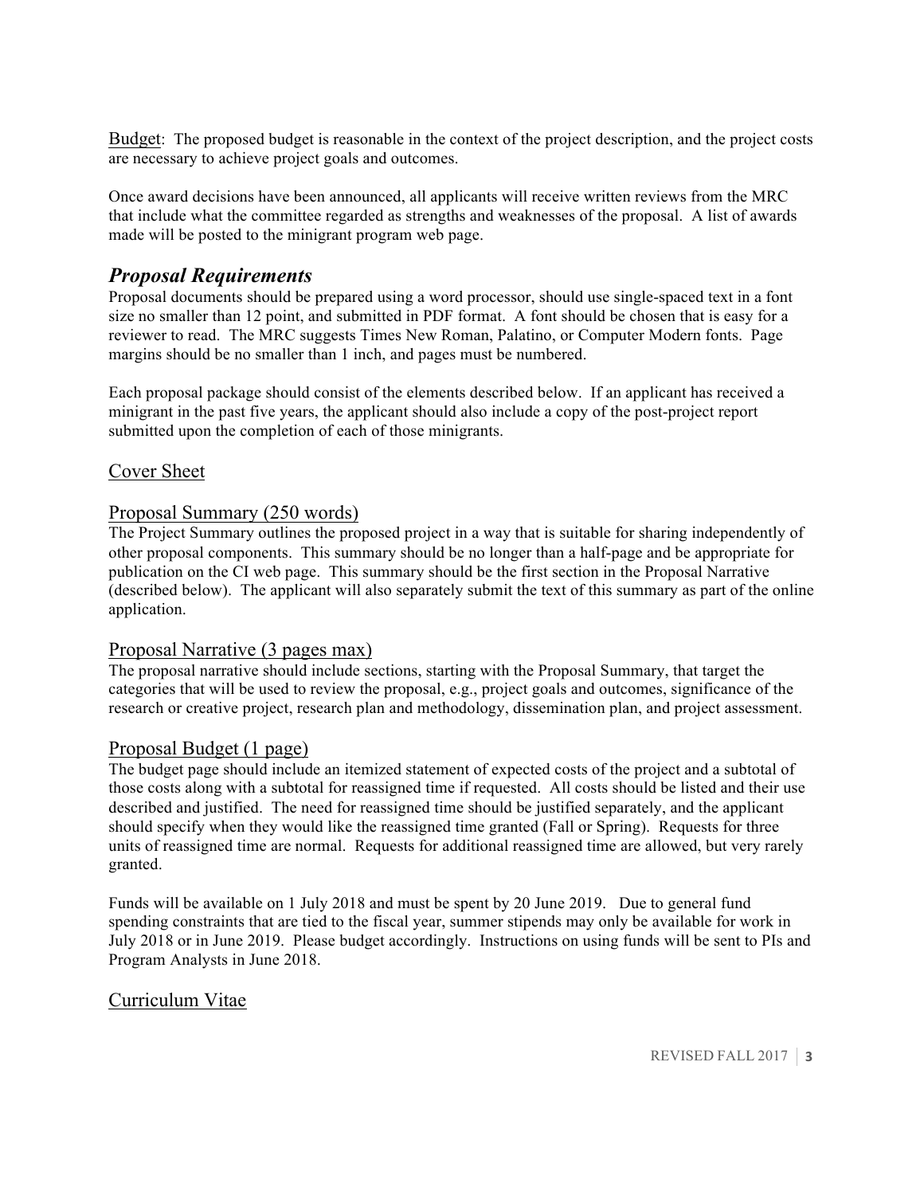Budget: The proposed budget is reasonable in the context of the project description, and the project costs are necessary to achieve project goals and outcomes.

Once award decisions have been announced, all applicants will receive written reviews from the MRC that include what the committee regarded as strengths and weaknesses of the proposal. A list of awards made will be posted to the minigrant program web page.

## *Proposal Requirements*

Proposal documents should be prepared using a word processor, should use single-spaced text in a font size no smaller than 12 point, and submitted in PDF format. A font should be chosen that is easy for a reviewer to read. The MRC suggests Times New Roman, Palatino, or Computer Modern fonts. Page margins should be no smaller than 1 inch, and pages must be numbered.

Each proposal package should consist of the elements described below. If an applicant has received a minigrant in the past five years, the applicant should also include a copy of the post-project report submitted upon the completion of each of those minigrants.

### Cover Sheet

### Proposal Summary (250 words)

The Project Summary outlines the proposed project in a way that is suitable for sharing independently of other proposal components. This summary should be no longer than a half-page and be appropriate for publication on the CI web page. This summary should be the first section in the Proposal Narrative (described below). The applicant will also separately submit the text of this summary as part of the online application.

### Proposal Narrative (3 pages max)

The proposal narrative should include sections, starting with the Proposal Summary, that target the categories that will be used to review the proposal, e.g., project goals and outcomes, significance of the research or creative project, research plan and methodology, dissemination plan, and project assessment.

### Proposal Budget (1 page)

The budget page should include an itemized statement of expected costs of the project and a subtotal of those costs along with a subtotal for reassigned time if requested. All costs should be listed and their use described and justified. The need for reassigned time should be justified separately, and the applicant should specify when they would like the reassigned time granted (Fall or Spring). Requests for three units of reassigned time are normal. Requests for additional reassigned time are allowed, but very rarely granted.

Funds will be available on 1 July 2018 and must be spent by 20 June 2019. Due to general fund spending constraints that are tied to the fiscal year, summer stipends may only be available for work in July 2018 or in June 2019. Please budget accordingly. Instructions on using funds will be sent to PIs and Program Analysts in June 2018.

### Curriculum Vitae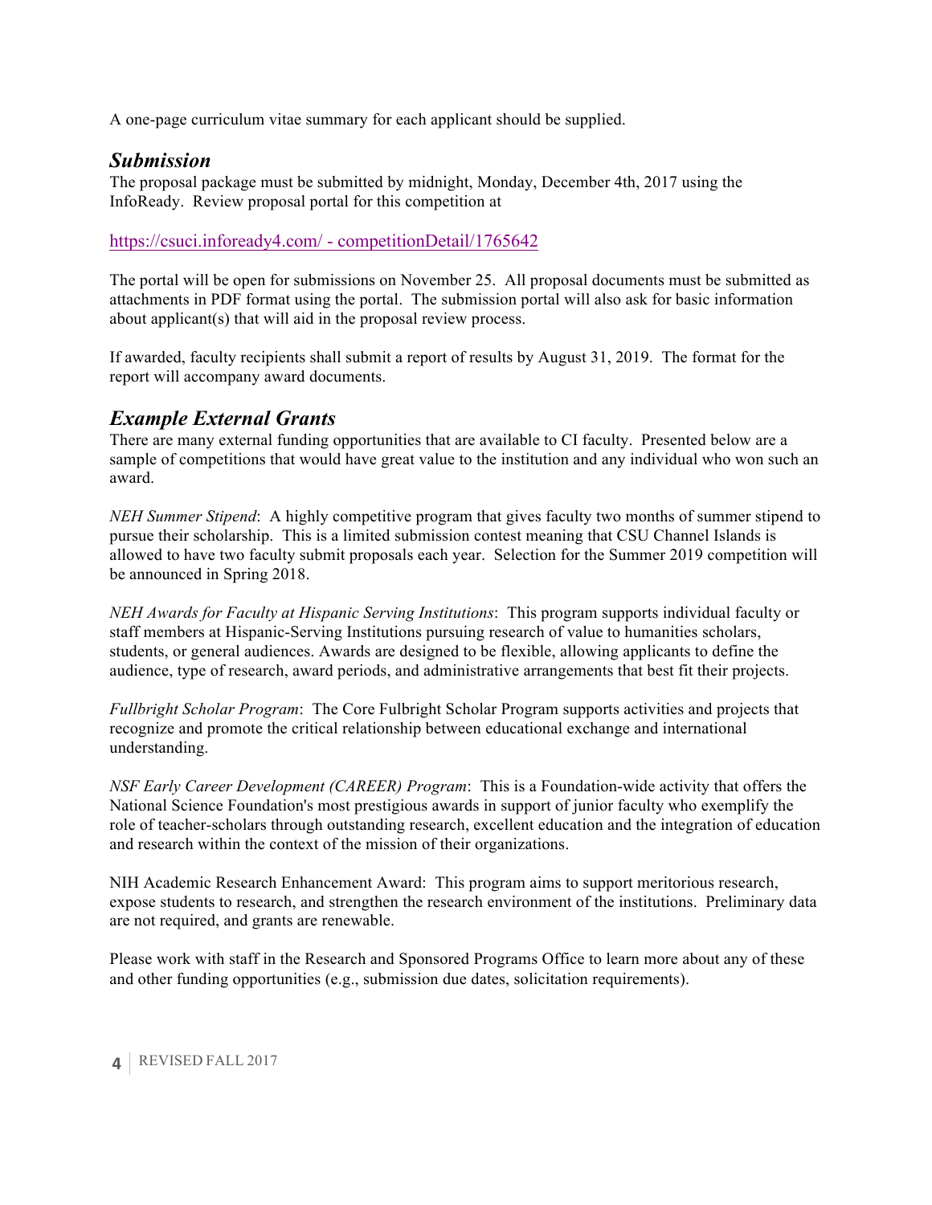A one-page curriculum vitae summary for each applicant should be supplied.

## *Submission*

The proposal package must be submitted by midnight, Monday, December 4th, 2017 using the InfoReady. Review proposal portal for this competition at

https://csuci.infoready4.com/ - competitionDetail/1765642

The portal will be open for submissions on November 25. All proposal documents must be submitted as attachments in PDF format using the portal. The submission portal will also ask for basic information about applicant(s) that will aid in the proposal review process.

If awarded, faculty recipients shall submit a report of results by August 31, 2019. The format for the report will accompany award documents.

## *Example External Grants*

There are many external funding opportunities that are available to CI faculty. Presented below are a sample of competitions that would have great value to the institution and any individual who won such an award.

*NEH Summer Stipend*: A highly competitive program that gives faculty two months of summer stipend to pursue their scholarship. This is a limited submission contest meaning that CSU Channel Islands is allowed to have two faculty submit proposals each year. Selection for the Summer 2019 competition will be announced in Spring 2018.

*NEH Awards for Faculty at Hispanic Serving Institutions*: This program supports individual faculty or staff members at Hispanic-Serving Institutions pursuing research of value to humanities scholars, students, or general audiences. Awards are designed to be flexible, allowing applicants to define the audience, type of research, award periods, and administrative arrangements that best fit their projects.

*Fullbright Scholar Program*: The Core Fulbright Scholar Program supports activities and projects that recognize and promote the critical relationship between educational exchange and international understanding.

*NSF Early Career Development (CAREER) Program*: This is a Foundation-wide activity that offers the National Science Foundation's most prestigious awards in support of junior faculty who exemplify the role of teacher-scholars through outstanding research, excellent education and the integration of education and research within the context of the mission of their organizations.

NIH Academic Research Enhancement Award: This program aims to support meritorious research, expose students to research, and strengthen the research environment of the institutions. Preliminary data are not required, and grants are renewable.

Please work with staff in the Research and Sponsored Programs Office to learn more about any of these and other funding opportunities (e.g., submission due dates, solicitation requirements).